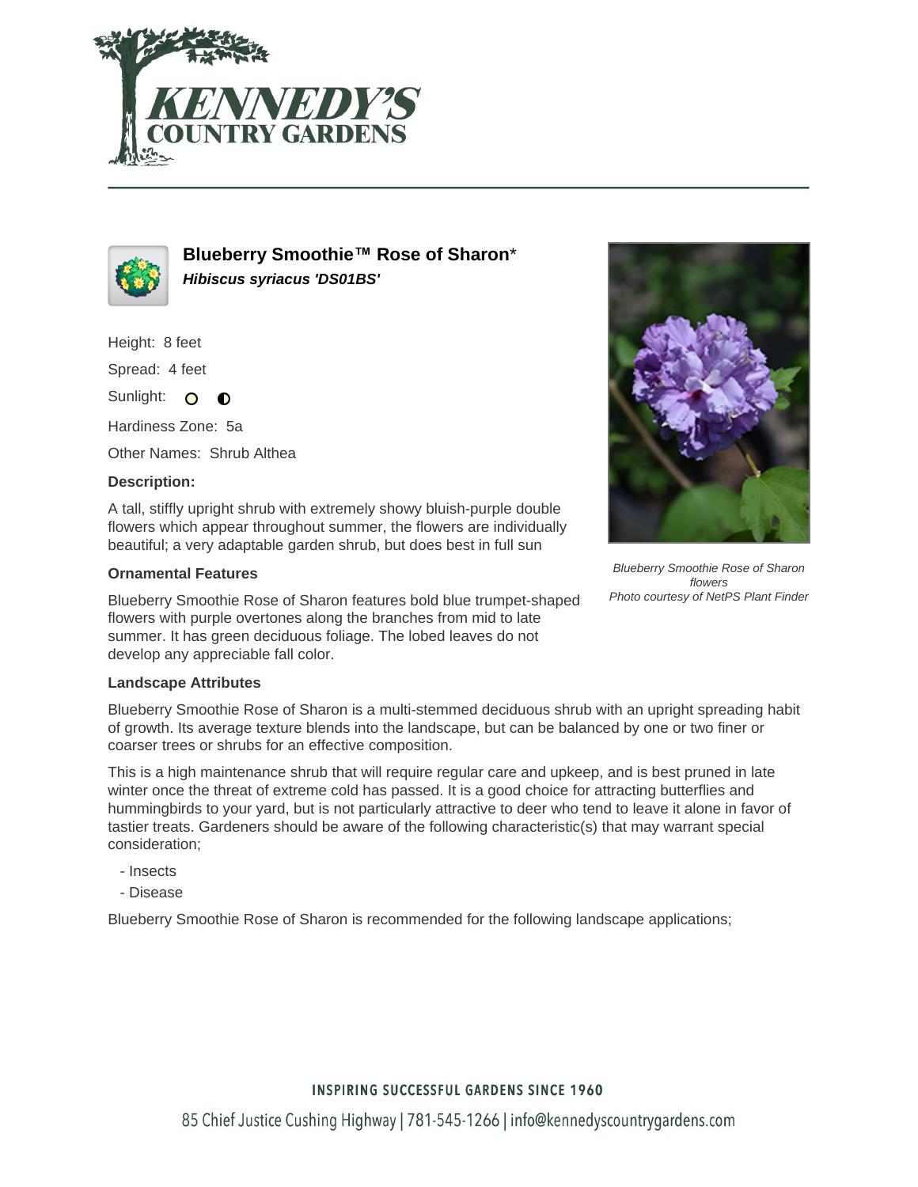# Blueberry Smoothie™ Rose of Sharon*

***Hibiscus syriacus 'DS01BS'***

Height: 8 feet

Spread: 4 feet

Sunlight: ○ ◐

Hardiness Zone: 5a

Other Names: Shrub Althea

### Description:

A tall, stiffly upright shrub with extremely showy bluish-purple double flowers which appear throughout summer, the flowers are individually beautiful; a very adaptable garden shrub, but does best in full sun

*Blueberry Smoothie Rose of Sharon flowers*
*Photo courtesy of NetPS Plant Finder*

### Ornamental Features

Blueberry Smoothie Rose of Sharon features bold blue trumpet-shaped flowers with purple overtones along the branches from mid to late summer. It has green deciduous foliage. The lobed leaves do not develop any appreciable fall color.

### Landscape Attributes

Blueberry Smoothie Rose of Sharon is a multi-stemmed deciduous shrub with an upright spreading habit of growth. Its average texture blends into the landscape, but can be balanced by one or two finer or coarser trees or shrubs for an effective composition.

This is a high maintenance shrub that will require regular care and upkeep, and is best pruned in late winter once the threat of extreme cold has passed. It is a good choice for attracting butterflies and hummingbirds to your yard, but is not particularly attractive to deer who tend to leave it alone in favor of tastier treats. Gardeners should be aware of the following characteristic(s) that may warrant special consideration;

- Insects
- Disease

Blueberry Smoothie Rose of Sharon is recommended for the following landscape applications;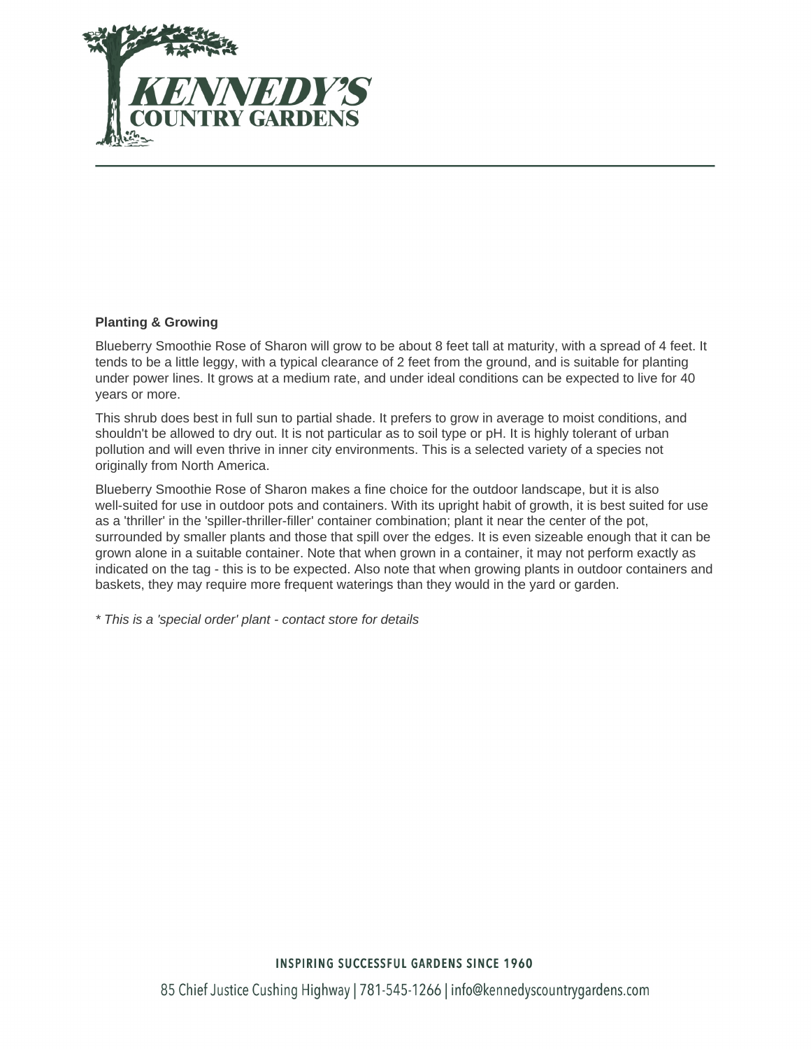**Planting & Growing**

Blueberry Smoothie Rose of Sharon will grow to be about 8 feet tall at maturity, with a spread of 4 feet. It tends to be a little leggy, with a typical clearance of 2 feet from the ground, and is suitable for planting under power lines. It grows at a medium rate, and under ideal conditions can be expected to live for 40 years or more.

This shrub does best in full sun to partial shade. It prefers to grow in average to moist conditions, and shouldn't be allowed to dry out. It is not particular as to soil type or pH. It is highly tolerant of urban pollution and will even thrive in inner city environments. This is a selected variety of a species not originally from North America.

Blueberry Smoothie Rose of Sharon makes a fine choice for the outdoor landscape, but it is also well-suited for use in outdoor pots and containers. With its upright habit of growth, it is best suited for use as a 'thriller' in the 'spiller-thriller-filler' container combination; plant it near the center of the pot, surrounded by smaller plants and those that spill over the edges. It is even sizeable enough that it can be grown alone in a suitable container. Note that when grown in a container, it may not perform exactly as indicated on the tag - this is to be expected. Also note that when growing plants in outdoor containers and baskets, they may require more frequent waterings than they would in the yard or garden.

*\* This is a 'special order' plant - contact store for details*